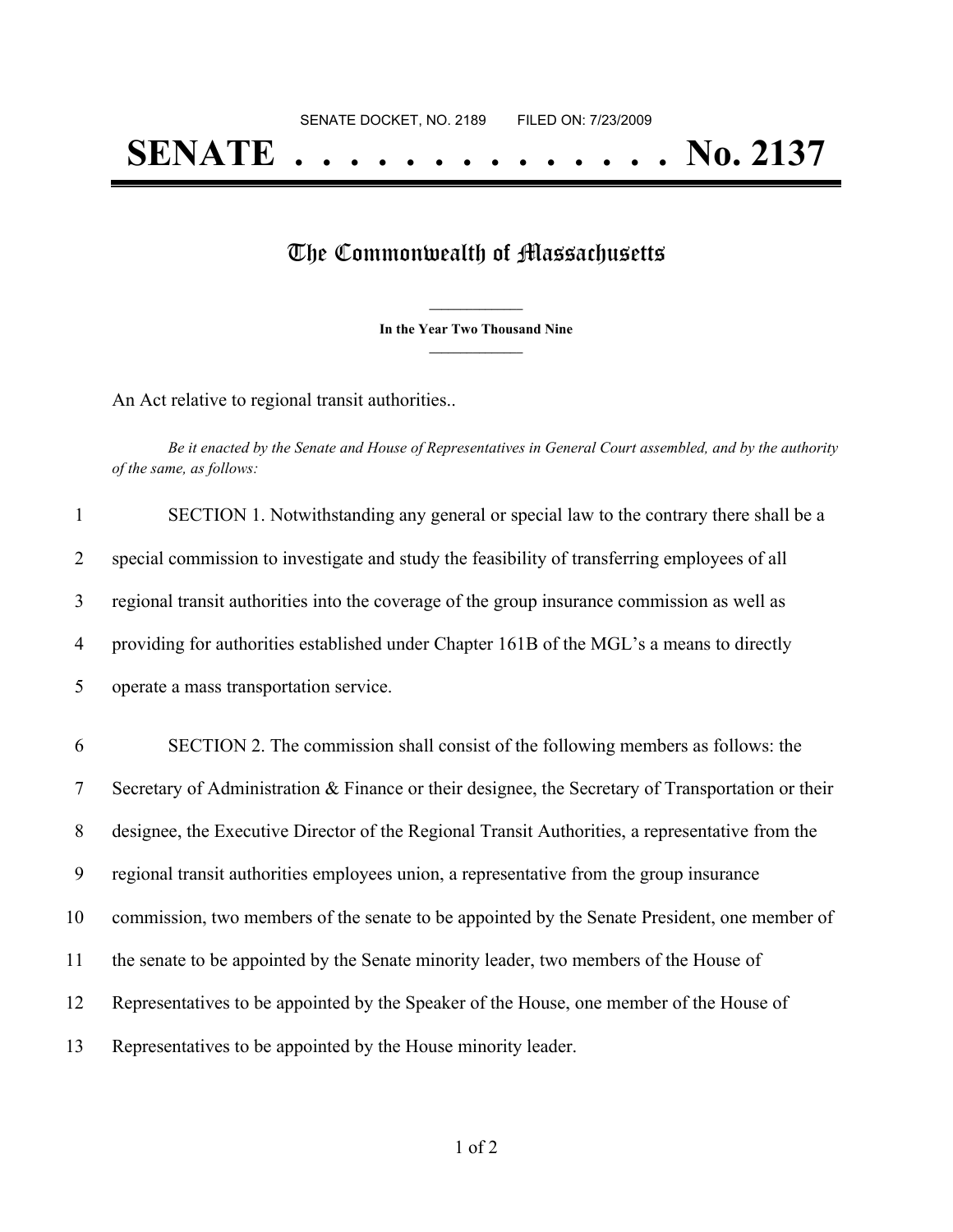SENATE DOCKET, NO. 2189 FILED ON: 7/23/2009

# SENATE . . . . . . . . . . . . . . No. 2137

## The Commonwealth of Massachusetts

**In the Year Two Thousand Nine**

An Act relative to regional transit authorities..

*Be it enacted by the Senate and House of Representatives in General Court assembled, and by the authority of the same, as follows:*

SECTION 1. Notwithstanding any general or special law to the contrary there shall be a special commission to investigate and study the feasibility of transferring employees of all regional transit authorities into the coverage of the group insurance commission as well as providing for authorities established under Chapter 161B of the MGL's a means to directly operate a mass transportation service.

SECTION 2. The commission shall consist of the following members as follows: the Secretary of Administration & Finance or their designee, the Secretary of Transportation or their designee, the Executive Director of the Regional Transit Authorities, a representative from the regional transit authorities employees union, a representative from the group insurance commission, two members of the senate to be appointed by the Senate President, one member of the senate to be appointed by the Senate minority leader, two members of the House of Representatives to be appointed by the Speaker of the House, one member of the House of Representatives to be appointed by the House minority leader.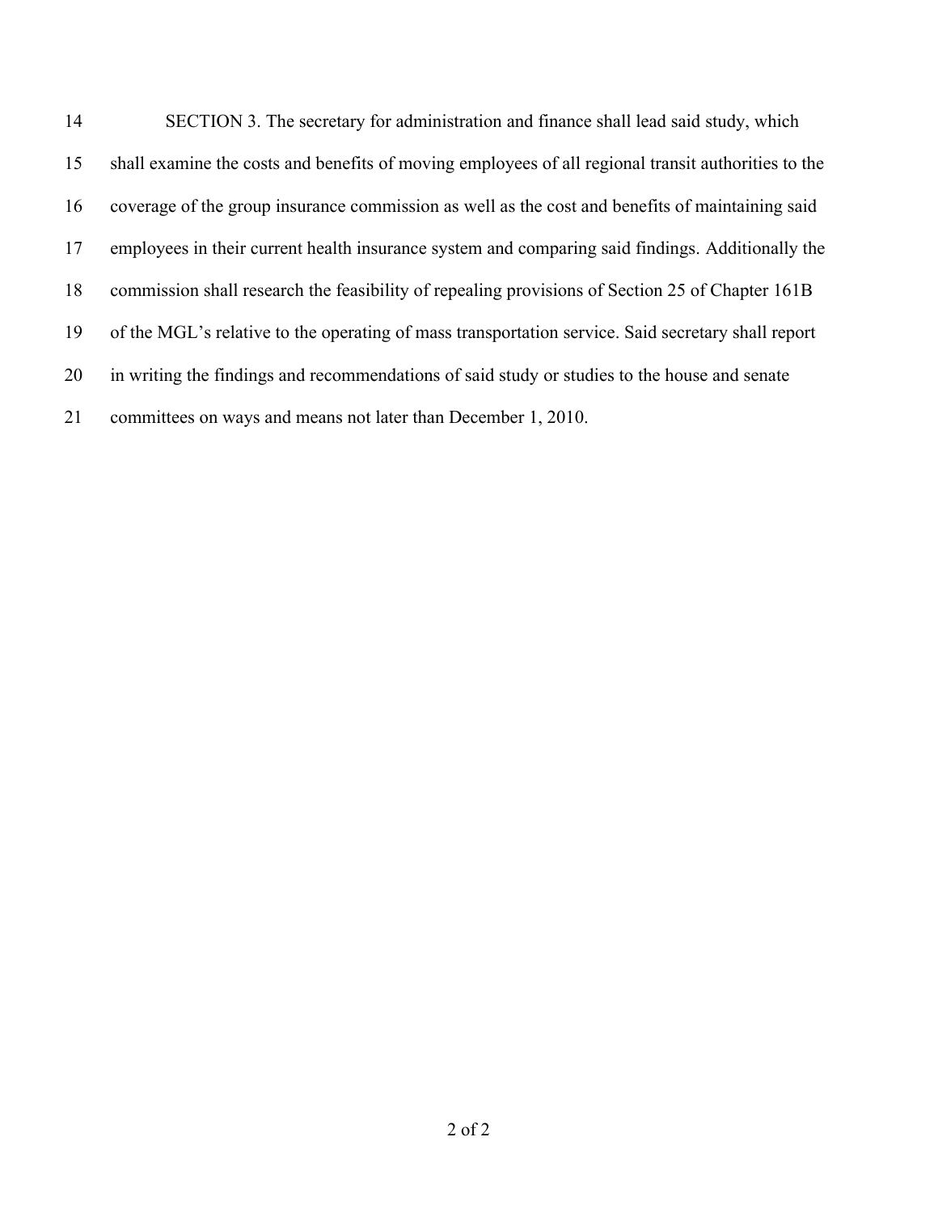SECTION 3. The secretary for administration and finance shall lead said study, which shall examine the costs and benefits of moving employees of all regional transit authorities to the coverage of the group insurance commission as well as the cost and benefits of maintaining said employees in their current health insurance system and comparing said findings. Additionally the commission shall research the feasibility of repealing provisions of Section 25 of Chapter 161B of the MGL's relative to the operating of mass transportation service. Said secretary shall report in writing the findings and recommendations of said study or studies to the house and senate committees on ways and means not later than December 1, 2010.